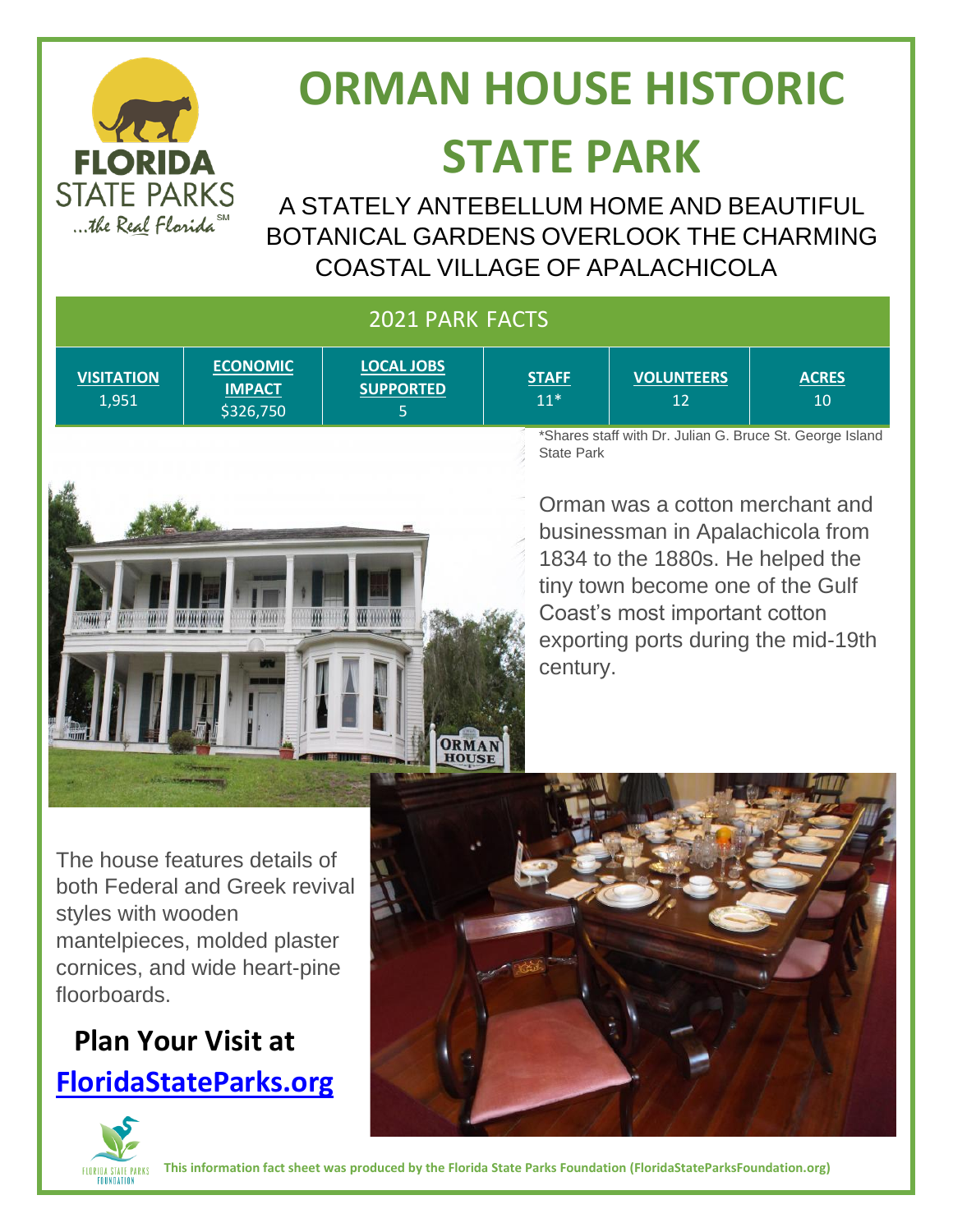# ORMAN HOUSE HISTORIC STATE PARK

A STATELY ANTEBELLUM HOME AND BEAUTIFUL BOTANICAL GARDENS OVERLOOK THE CHARMING COASTAL VILLAGE OF APALACHICOLA

## 2021 PARK FACTS

| VISITATION | ECONOMIC IMPACT | LOCAL JOBS SUPPORTED | STAFF | VOLUNTEERS | ACRES |
|---|---|---|---|---|---|
| 1,951 | $326,750 | 5 | 11* | 12 | 10 |

*Shares staff with Dr. Julian G. Bruce St. George Island State Park

Orman was a cotton merchant and businessman in Apalachicola from 1834 to the 1880s. He helped the tiny town become one of the Gulf Coast's most important cotton exporting ports during the mid-19th century.

The house features details of both Federal and Greek revival styles with wooden mantelpieces, molded plaster cornices, and wide heart-pine floorboards.

**Plan Your Visit at**

**FloridaStateParks.org**

**This information fact sheet was produced by the Florida State Parks Foundation (FloridaStateParksFoundation.org)**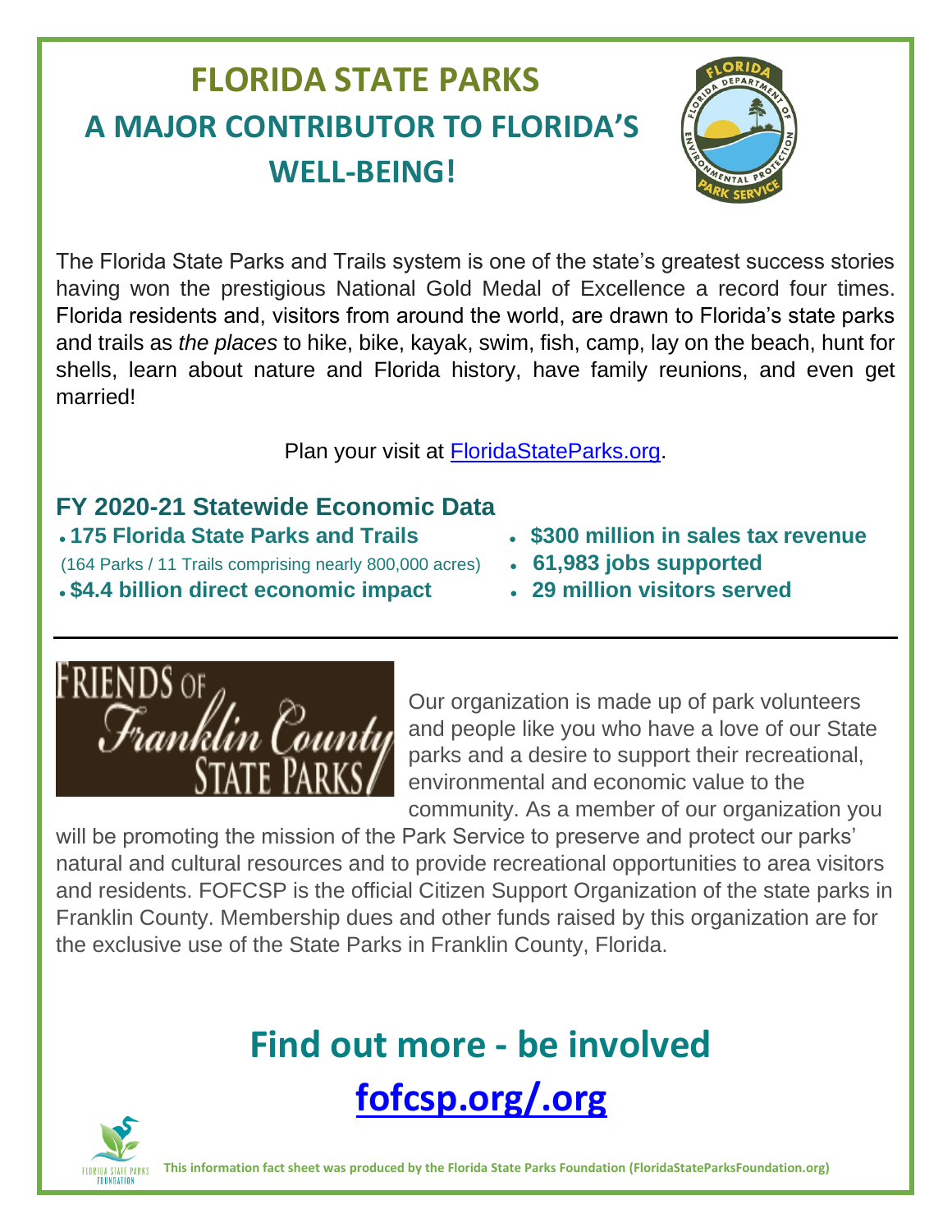# FLORIDA STATE PARKS
## A MAJOR CONTRIBUTOR TO FLORIDA'S WELL-BEING!

The Florida State Parks and Trails system is one of the state's greatest success stories having won the prestigious National Gold Medal of Excellence a record four times. Florida residents and, visitors from around the world, are drawn to Florida's state parks and trails as *the places* to hike, bike, kayak, swim, fish, camp, lay on the beach, hunt for shells, learn about nature and Florida history, have family reunions, and even get married!

Plan your visit at [FloridaStateParks.org](FloridaStateParks.org).

### FY 2020-21 Statewide Economic Data

- **175 Florida State Parks and Trails**
  (164 Parks / 11 Trails comprising nearly 800,000 acres)
- **$4.4 billion direct economic impact**
- **$300 million in sales tax revenue**
- **61,983 jobs supported**
- **29 million visitors served**

---

FRIENDS OF *Franklin County* STATE PARKS

Our organization is made up of park volunteers and people like you who have a love of our State parks and a desire to support their recreational, environmental and economic value to the community. As a member of our organization you will be promoting the mission of the Park Service to preserve and protect our parks' natural and cultural resources and to provide recreational opportunities to area visitors and residents. FOFCSP is the official Citizen Support Organization of the state parks in Franklin County. Membership dues and other funds raised by this organization are for the exclusive use of the State Parks in Franklin County, Florida.

## Find out more - be involved

## [fofcsp.org/.org](fofcsp.org/.org)

FLORIDA STATE PARKS FOUNDATION

**This information fact sheet was produced by the Florida State Parks Foundation (FloridaStateParksFoundation.org)**